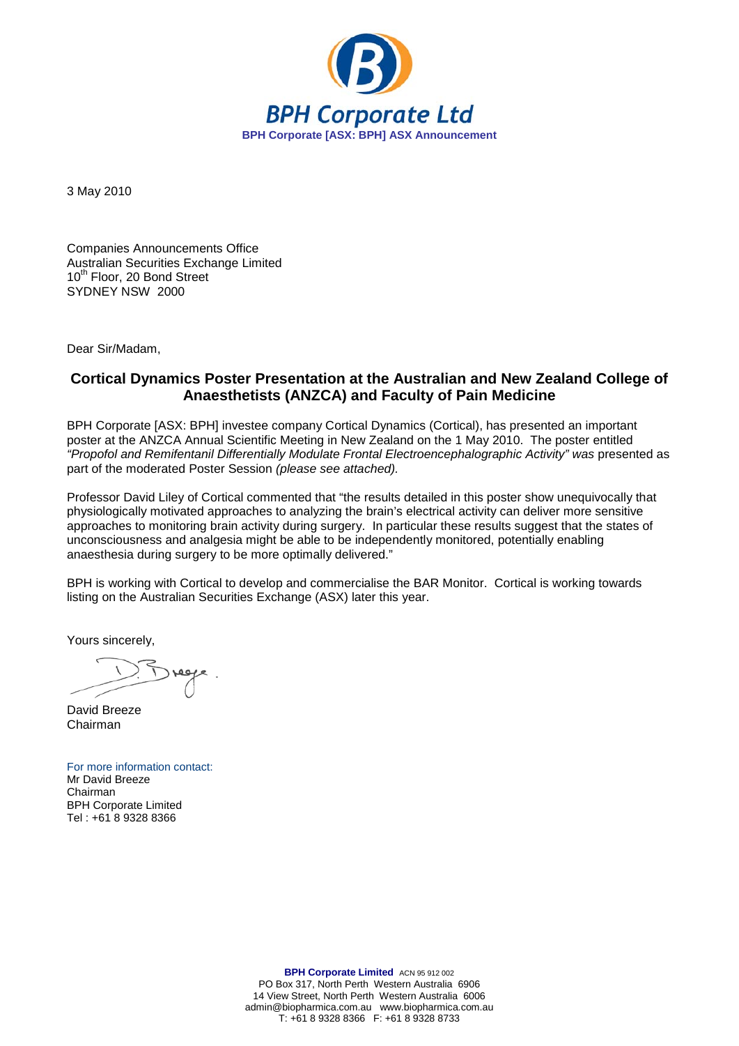**BPH Corporate Ltd**

**BPH Corporate [ASX: BPH] ASX Announcement**

3 May 2010

Companies Announcements Office
Australian Securities Exchange Limited
10th Floor, 20 Bond Street
SYDNEY NSW 2000

Dear Sir/Madam,

## Cortical Dynamics Poster Presentation at the Australian and New Zealand College of Anaesthetists (ANZCA) and Faculty of Pain Medicine

BPH Corporate [ASX: BPH] investee company Cortical Dynamics (Cortical), has presented an important poster at the ANZCA Annual Scientific Meeting in New Zealand on the 1 May 2010. The poster entitled *"Propofol and Remifentanil Differentially Modulate Frontal Electroencephalographic Activity" was* presented as part of the moderated Poster Session *(please see attached).*

Professor David Liley of Cortical commented that "the results detailed in this poster show unequivocally that physiologically motivated approaches to analyzing the brain's electrical activity can deliver more sensitive approaches to monitoring brain activity during surgery. In particular these results suggest that the states of unconsciousness and analgesia might be able to be independently monitored, potentially enabling anaesthesia during surgery to be more optimally delivered."

BPH is working with Cortical to develop and commercialise the BAR Monitor. Cortical is working towards listing on the Australian Securities Exchange (ASX) later this year.

Yours sincerely,

David Breeze
Chairman

For more information contact:
Mr David Breeze
Chairman
BPH Corporate Limited
Tel : +61 8 9328 8366

**BPH Corporate Limited** ACN 95 912 002
PO Box 317, North Perth Western Australia 6906
14 View Street, North Perth Western Australia 6006
admin@biopharmica.com.au www.biopharmica.com.au
T: +61 8 9328 8366 F: +61 8 9328 8733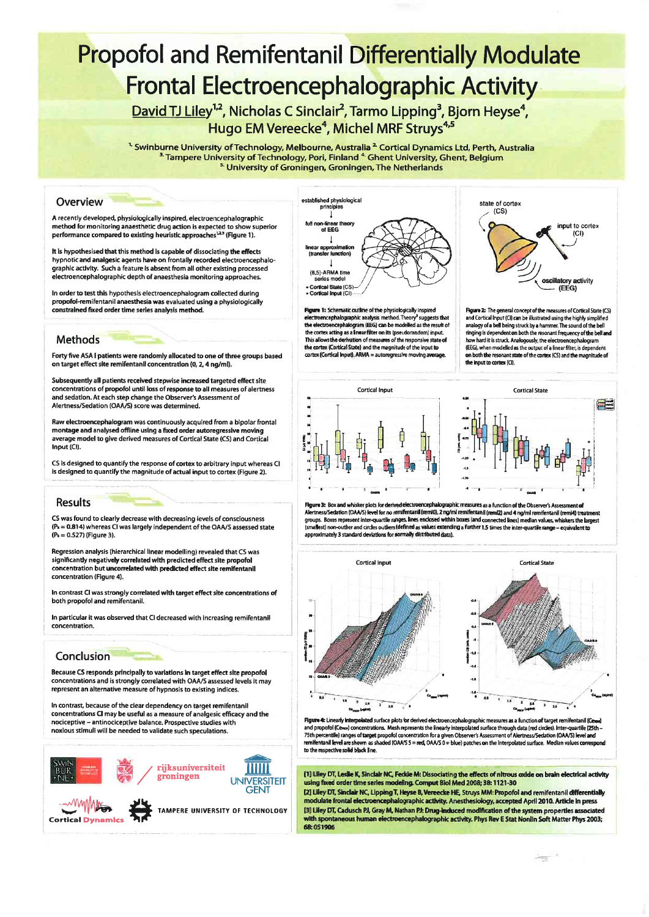# Propofol and Remifentanil Differentially Modulate Frontal Electroencephalographic Activity

David TJ Liley[1,2], Nicholas C Sinclair[2], Tarmo Lipping[3], Bjorn Heyse[4], Hugo EM Vereecke[4], Michel MRF Struys[4,5]

[1] Swinburne University of Technology, Melbourne, Australia [2] Cortical Dynamics Ltd, Perth, Australia
[3] Tampere University of Technology, Pori, Finland [4] Ghent University, Ghent, Belgium
[5] University of Groningen, Groningen, The Netherlands

## Overview

A recently developed, physiologically inspired, electroencephalographic method for monitoring anaesthetic drug action is expected to show superior performance compared to existing heuristic approaches[1,2,3] (Figure 1).

It is hypothesised that this method is capable of dissociating the effects hypnotic and analgesic agents have on frontally recorded electroencephalographic activity. Such a feature is absent from all other existing processed electroencephalographic depth of anaesthesia monitoring approaches.

In order to test this hypothesis electroencephalogram collected during propofol-remifentanil anaesthesia was evaluated using a physiologically constrained fixed order time series analysis method.

## Methods

Forty five ASA I patients were randomly allocated to one of three groups based on target effect site remifentanil concentration (0, 2, 4 ng/ml).

Subsequently all patients received stepwise increased targeted effect site concentrations of propofol until loss of response to all measures of alertness and sedation. At each step change the Observer's Assessment of Alertness/Sedation (OAA/S) score was determined.

Raw electroencephalogram was continuously acquired from a bipolar frontal montage and analysed offline using a fixed order autoregressive moving average model to give derived measures of Cortical State (CS) and Cortical Input (CI).

CS is designed to quantify the response of cortex to arbitrary input whereas CI is designed to quantify the magnitude of actual input to cortex (Figure 2).

## Results

CS was found to clearly decrease with decreasing levels of consciousness ($P_k = 0.814$) whereas CI was largely independent of the OAA/S assessed state ($P_k = 0.527$) (Figure 3).

Regression analysis (hierarchical linear modelling) revealed that CS was significantly negatively correlated with predicted effect site propofol concentration but uncorrelated with predicted effect site remifentanil concentration (Figure 4).

In contrast CI was strongly correlated with target effect site concentrations of both propofol and remifentanil.

In particular it was observed that CI decreased with increasing remifentanil concentration.

## Conclusion

Because CS responds principally to variations in target effect site propofol concentrations and is strongly correlated with OAA/S assessed levels it may represent an alternative measure of hypnosis to existing indices.

In contrast, because of the clear dependency on target remifentanil concentrations CI may be useful as a measure of analgesic efficacy and the nociceptive – antinociceptive balance. Prospective studies with noxious stimuli will be needed to validate such speculations.

established physiological principles
full non-linear theory of EEG
linear approximation (transfer function)
(8,5)-ARMA time series model
• Cortical State (CS)
• Cortical Input (CI)

**Figure 1:** Schematic outline of the physiologically inspired electroencephalographic analysis method. Theory[3] suggests that the electroencephalogram (EEG) can be modelled as the result of the cortex acting as a linear filter on its (pseudorandom) input. This allows the derivation of measures of the responsive state of the cortex (Cortical State) and the magnitude of the input to cortex (Cortical Input). ARMA = autoregressive moving average.

state of cortex (CS)
input to cortex (CI)
oscillatory activity (EEG)

**Figure 2:** The general concept of the measures of Cortical State (CS) and Cortical Input (CI) can be illustrated using the highly simplified analogy of a bell being struck by a hammer. The sound of the bell ringing is dependent on both the resonant frequency of the bell and how hard it is struck. Analogously, the electroencephalogram (EEG), when modelled as the output of a linear filter, is dependent on both the resonant state of the cortex (CS) and the magnitude of the input to cortex (CI).

Cortical Input

Cortical State

OAA/S

**Figure 3:** Box and whisker plots for derived electroencephalographic measures as a function of the Observer's Assessment of Alertness/Sedation (OAA/S) level for no remifentanil (remi0), 2 ng/ml remifentanil (remi2) and 4 ng/ml remifentanil (remi4) treatment groups. Boxes represent inter-quartile ranges, lines enclosed within boxes (and connected lines) median values, whiskers the largest (smallest) non-outlier and circles outliers (defined as values extending a further 1.5 times the inter-quartile range – equivalent to approximately 3 standard deviations for normally distributed data).

Cortical Input

Cortical State

OAA/S 0

OAA/S 5

**Figure 4:** Linearly interpolated surface plots for derived electroencephalographic measures as a function of target remifentanil ($C_{eREMI}$) and propofol ($C_{ePROP}$) concentrations. Mesh represents the linearly interpolated surface through data (red circles). Inter-quartile (25th – 75th percentile) ranges of target propofol concentration for a given Observer's Assessment of Alertness/Sedation (OAA/S) level and remifentanil level are shown as shaded (OAA/S 5 = red, OAA/S 0 = blue) patches on the interpolated surface. Median values correspond to the respective solid black line.

[1] Liley DT, Leslie K, Sinclair NC, Feckie M: Dissociating the effects of nitrous oxide on brain electrical activity using fixed order time series modeling. Comput Biol Med 2008; 38: 1121-30

[2] Liley DT, Sinclair NC, Lipping T, Heyse B, Vereecke HE, Struys MM: Propofol and remifentanil differentially modulate frontal electroencephalographic activity. Anesthesiology, accepted April 2010. Article in press

[3] Liley DT, Cadusch PJ, Gray M, Nathan PJ: Drug-induced modification of the system properties associated with spontaneous human electroencephalographic activity. Phys Rev E Stat Nonlin Soft Matter Phys 2003; 68: 051906